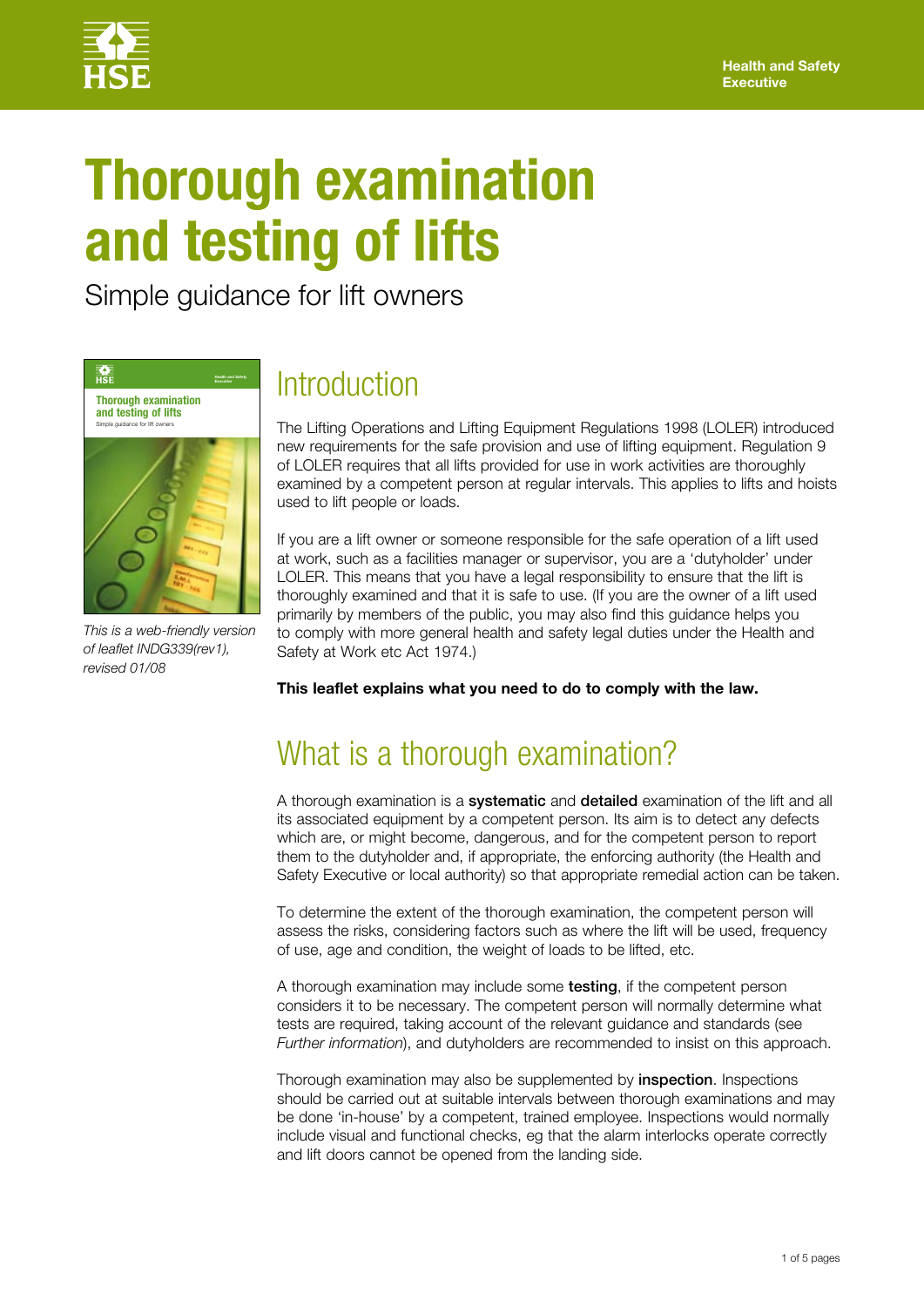Health and Safety Executive

# Thorough examination and testing of lifts

Simple guidance for lift owners

*This is a web-friendly version of leaflet INDG339(rev1), revised 01/08*

## Introduction

The Lifting Operations and Lifting Equipment Regulations 1998 (LOLER) introduced new requirements for the safe provision and use of lifting equipment. Regulation 9 of LOLER requires that all lifts provided for use in work activities are thoroughly examined by a competent person at regular intervals. This applies to lifts and hoists used to lift people or loads.

If you are a lift owner or someone responsible for the safe operation of a lift used at work, such as a facilities manager or supervisor, you are a 'dutyholder' under LOLER. This means that you have a legal responsibility to ensure that the lift is thoroughly examined and that it is safe to use. (If you are the owner of a lift used primarily by members of the public, you may also find this guidance helps you to comply with more general health and safety legal duties under the Health and Safety at Work etc Act 1974.)

**This leaflet explains what you need to do to comply with the law.**

## What is a thorough examination?

A thorough examination is a **systematic** and **detailed** examination of the lift and all its associated equipment by a competent person. Its aim is to detect any defects which are, or might become, dangerous, and for the competent person to report them to the dutyholder and, if appropriate, the enforcing authority (the Health and Safety Executive or local authority) so that appropriate remedial action can be taken.

To determine the extent of the thorough examination, the competent person will assess the risks, considering factors such as where the lift will be used, frequency of use, age and condition, the weight of loads to be lifted, etc.

A thorough examination may include some **testing**, if the competent person considers it to be necessary. The competent person will normally determine what tests are required, taking account of the relevant guidance and standards (see *Further information*), and dutyholders are recommended to insist on this approach.

Thorough examination may also be supplemented by **inspection**. Inspections should be carried out at suitable intervals between thorough examinations and may be done 'in-house' by a competent, trained employee. Inspections would normally include visual and functional checks, eg that the alarm interlocks operate correctly and lift doors cannot be opened from the landing side.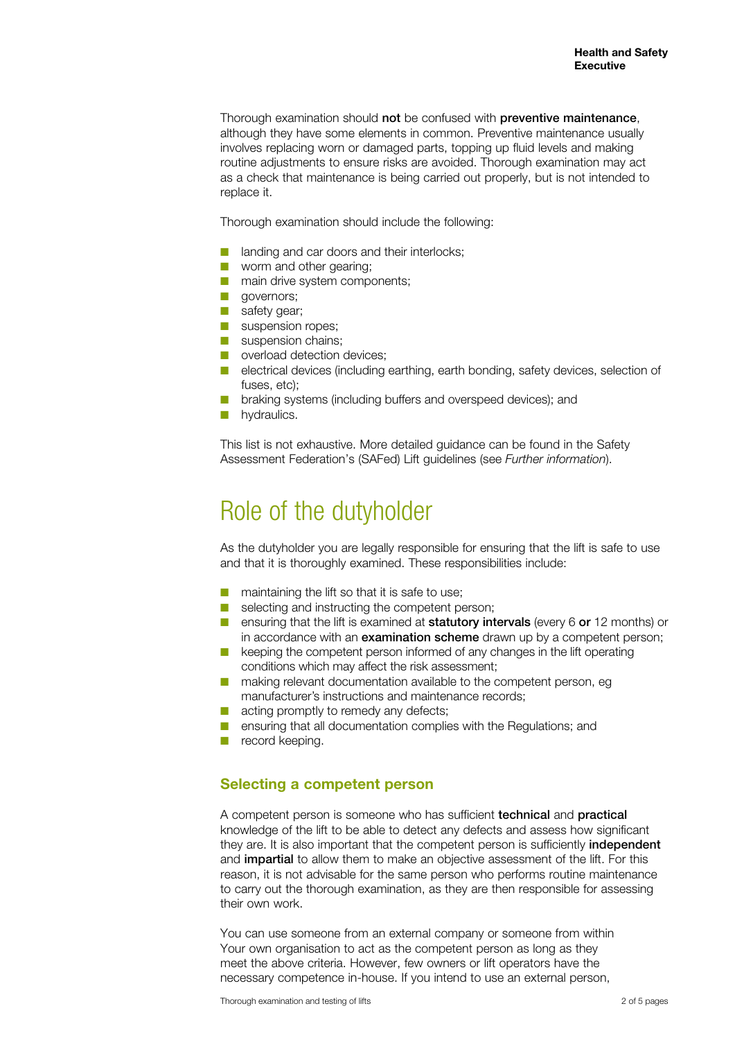Thorough examination should **not** be confused with **preventive maintenance**, although they have some elements in common. Preventive maintenance usually involves replacing worn or damaged parts, topping up fluid levels and making routine adjustments to ensure risks are avoided. Thorough examination may act as a check that maintenance is being carried out properly, but is not intended to replace it.

Thorough examination should include the following:

- landing and car doors and their interlocks;
- worm and other gearing;
- main drive system components;
- governors;
- safety gear;
- suspension ropes;
- suspension chains;
- overload detection devices;
- electrical devices (including earthing, earth bonding, safety devices, selection of fuses, etc);
- braking systems (including buffers and overspeed devices); and
- hydraulics.

This list is not exhaustive. More detailed guidance can be found in the Safety Assessment Federation's (SAFed) Lift guidelines (see *Further information*).

# Role of the dutyholder

As the dutyholder you are legally responsible for ensuring that the lift is safe to use and that it is thoroughly examined. These responsibilities include:

- maintaining the lift so that it is safe to use;
- selecting and instructing the competent person;
- ensuring that the lift is examined at **statutory intervals** (every 6 **or** 12 months) or in accordance with an **examination scheme** drawn up by a competent person;
- keeping the competent person informed of any changes in the lift operating conditions which may affect the risk assessment;
- making relevant documentation available to the competent person, eg manufacturer's instructions and maintenance records;
- acting promptly to remedy any defects;
- ensuring that all documentation complies with the Regulations; and
- record keeping.

## Selecting a competent person

A competent person is someone who has sufficient **technical** and **practical** knowledge of the lift to be able to detect any defects and assess how significant they are. It is also important that the competent person is sufficiently **independent** and **impartial** to allow them to make an objective assessment of the lift. For this reason, it is not advisable for the same person who performs routine maintenance to carry out the thorough examination, as they are then responsible for assessing their own work.

You can use someone from an external company or someone from within Your own organisation to act as the competent person as long as they meet the above criteria. However, few owners or lift operators have the necessary competence in-house. If you intend to use an external person,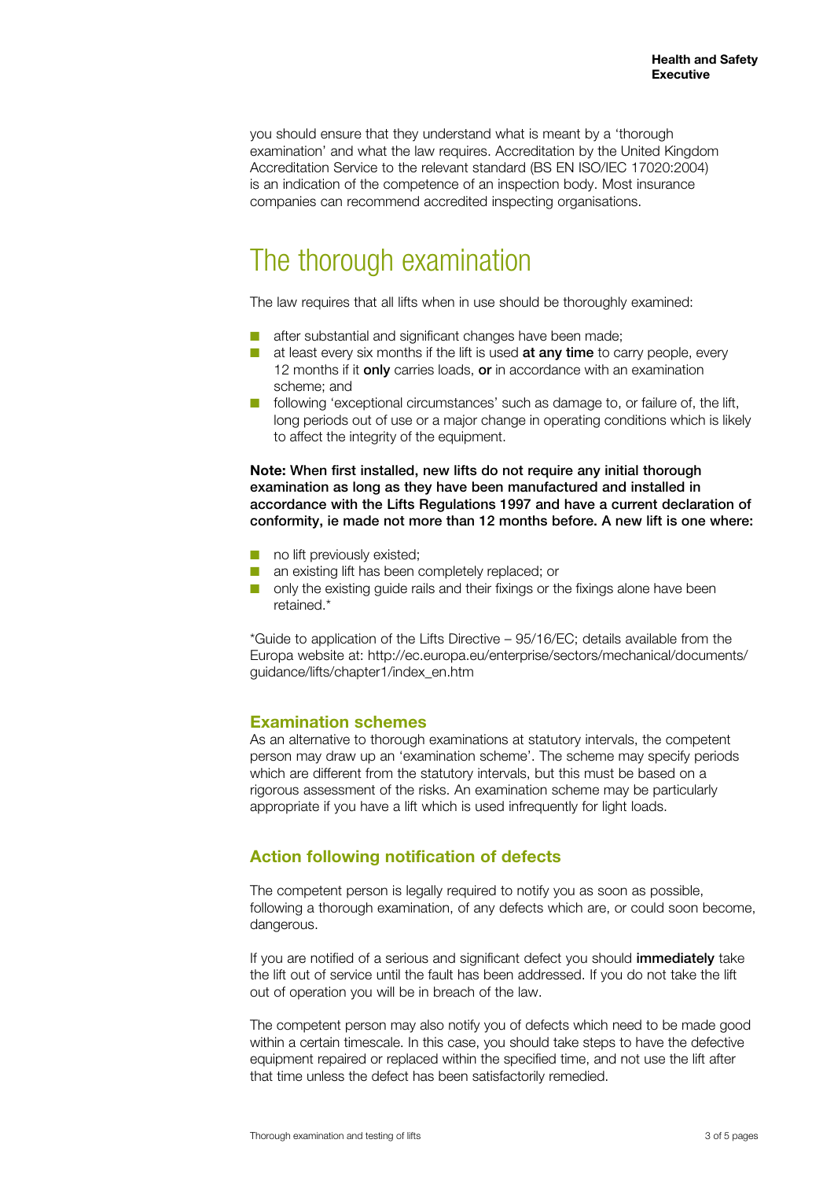you should ensure that they understand what is meant by a 'thorough examination' and what the law requires. Accreditation by the United Kingdom Accreditation Service to the relevant standard (BS EN ISO/IEC 17020:2004) is an indication of the competence of an inspection body. Most insurance companies can recommend accredited inspecting organisations.

# The thorough examination

The law requires that all lifts when in use should be thoroughly examined:

- after substantial and significant changes have been made;
- at least every six months if the lift is used **at any time** to carry people, every 12 months if it **only** carries loads, **or** in accordance with an examination scheme; and
- following 'exceptional circumstances' such as damage to, or failure of, the lift, long periods out of use or a major change in operating conditions which is likely to affect the integrity of the equipment.

**Note: When first installed, new lifts do not require any initial thorough examination as long as they have been manufactured and installed in accordance with the Lifts Regulations 1997 and have a current declaration of conformity, ie made not more than 12 months before. A new lift is one where:**

- no lift previously existed;
- an existing lift has been completely replaced; or
- only the existing guide rails and their fixings or the fixings alone have been retained.*

*Guide to application of the Lifts Directive – 95/16/EC; details available from the Europa website at: http://ec.europa.eu/enterprise/sectors/mechanical/documents/guidance/lifts/chapter1/index_en.htm

## Examination schemes

As an alternative to thorough examinations at statutory intervals, the competent person may draw up an 'examination scheme'. The scheme may specify periods which are different from the statutory intervals, but this must be based on a rigorous assessment of the risks. An examination scheme may be particularly appropriate if you have a lift which is used infrequently for light loads.

## Action following notification of defects

The competent person is legally required to notify you as soon as possible, following a thorough examination, of any defects which are, or could soon become, dangerous.

If you are notified of a serious and significant defect you should **immediately** take the lift out of service until the fault has been addressed. If you do not take the lift out of operation you will be in breach of the law.

The competent person may also notify you of defects which need to be made good within a certain timescale. In this case, you should take steps to have the defective equipment repaired or replaced within the specified time, and not use the lift after that time unless the defect has been satisfactorily remedied.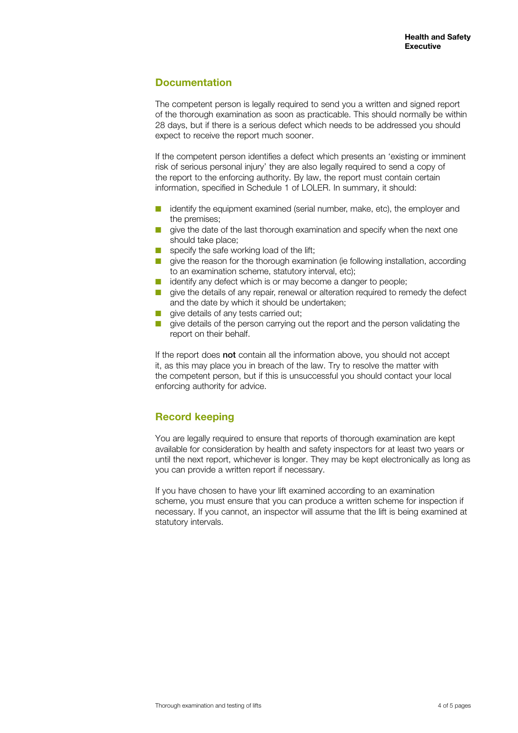## Documentation

The competent person is legally required to send you a written and signed report of the thorough examination as soon as practicable. This should normally be within 28 days, but if there is a serious defect which needs to be addressed you should expect to receive the report much sooner.

If the competent person identifies a defect which presents an 'existing or imminent risk of serious personal injury' they are also legally required to send a copy of the report to the enforcing authority. By law, the report must contain certain information, specified in Schedule 1 of LOLER. In summary, it should:

- identify the equipment examined (serial number, make, etc), the employer and the premises;
- give the date of the last thorough examination and specify when the next one should take place;
- specify the safe working load of the lift;
- give the reason for the thorough examination (ie following installation, according to an examination scheme, statutory interval, etc);
- identify any defect which is or may become a danger to people;
- give the details of any repair, renewal or alteration required to remedy the defect and the date by which it should be undertaken;
- give details of any tests carried out;
- give details of the person carrying out the report and the person validating the report on their behalf.

If the report does **not** contain all the information above, you should not accept it, as this may place you in breach of the law. Try to resolve the matter with the competent person, but if this is unsuccessful you should contact your local enforcing authority for advice.

## Record keeping

You are legally required to ensure that reports of thorough examination are kept available for consideration by health and safety inspectors for at least two years or until the next report, whichever is longer. They may be kept electronically as long as you can provide a written report if necessary.

If you have chosen to have your lift examined according to an examination scheme, you must ensure that you can produce a written scheme for inspection if necessary. If you cannot, an inspector will assume that the lift is being examined at statutory intervals.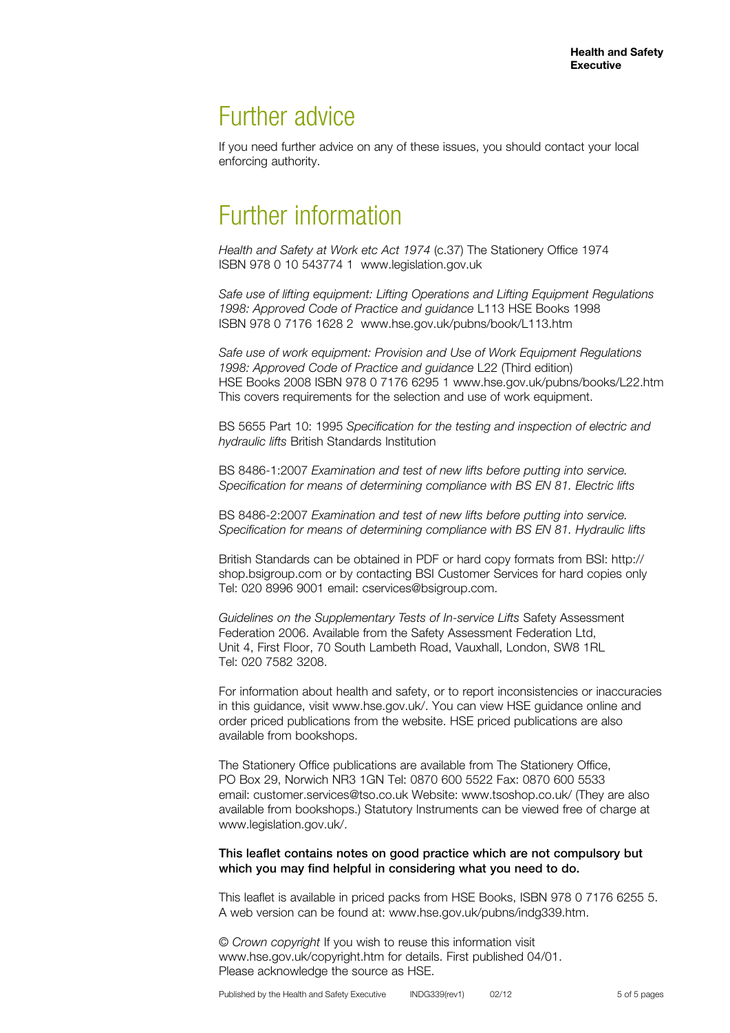## Further advice

If you need further advice on any of these issues, you should contact your local enforcing authority.

## Further information

*Health and Safety at Work etc Act 1974* (c.37) The Stationery Office 1974 ISBN 978 0 10 543774 1 www.legislation.gov.uk

*Safe use of lifting equipment: Lifting Operations and Lifting Equipment Regulations 1998: Approved Code of Practice and guidance* L113 HSE Books 1998 ISBN 978 0 7176 1628 2 www.hse.gov.uk/pubns/book/L113.htm

*Safe use of work equipment: Provision and Use of Work Equipment Regulations 1998: Approved Code of Practice and guidance* L22 (Third edition) HSE Books 2008 ISBN 978 0 7176 6295 1 www.hse.gov.uk/pubns/books/L22.htm This covers requirements for the selection and use of work equipment.

BS 5655 Part 10: 1995 *Specification for the testing and inspection of electric and hydraulic lifts* British Standards Institution

BS 8486-1:2007 *Examination and test of new lifts before putting into service. Specification for means of determining compliance with BS EN 81. Electric lifts*

BS 8486-2:2007 *Examination and test of new lifts before putting into service. Specification for means of determining compliance with BS EN 81. Hydraulic lifts*

British Standards can be obtained in PDF or hard copy formats from BSI: http://shop.bsigroup.com or by contacting BSI Customer Services for hard copies only Tel: 020 8996 9001 email: cservices@bsigroup.com.

*Guidelines on the Supplementary Tests of In-service Lifts* Safety Assessment Federation 2006. Available from the Safety Assessment Federation Ltd, Unit 4, First Floor, 70 South Lambeth Road, Vauxhall, London, SW8 1RL Tel: 020 7582 3208.

For information about health and safety, or to report inconsistencies or inaccuracies in this guidance, visit www.hse.gov.uk/. You can view HSE guidance online and order priced publications from the website. HSE priced publications are also available from bookshops.

The Stationery Office publications are available from The Stationery Office, PO Box 29, Norwich NR3 1GN Tel: 0870 600 5522 Fax: 0870 600 5533 email: customer.services@tso.co.uk Website: www.tsoshop.co.uk/ (They are also available from bookshops.) Statutory Instruments can be viewed free of charge at www.legislation.gov.uk/.

**This leaflet contains notes on good practice which are not compulsory but which you may find helpful in considering what you need to do.**

This leaflet is available in priced packs from HSE Books, ISBN 978 0 7176 6255 5. A web version can be found at: www.hse.gov.uk/pubns/indg339.htm.

© *Crown copyright* If you wish to reuse this information visit www.hse.gov.uk/copyright.htm for details. First published 04/01. Please acknowledge the source as HSE.

Published by the Health and Safety Executive INDG339(rev1) 02/12